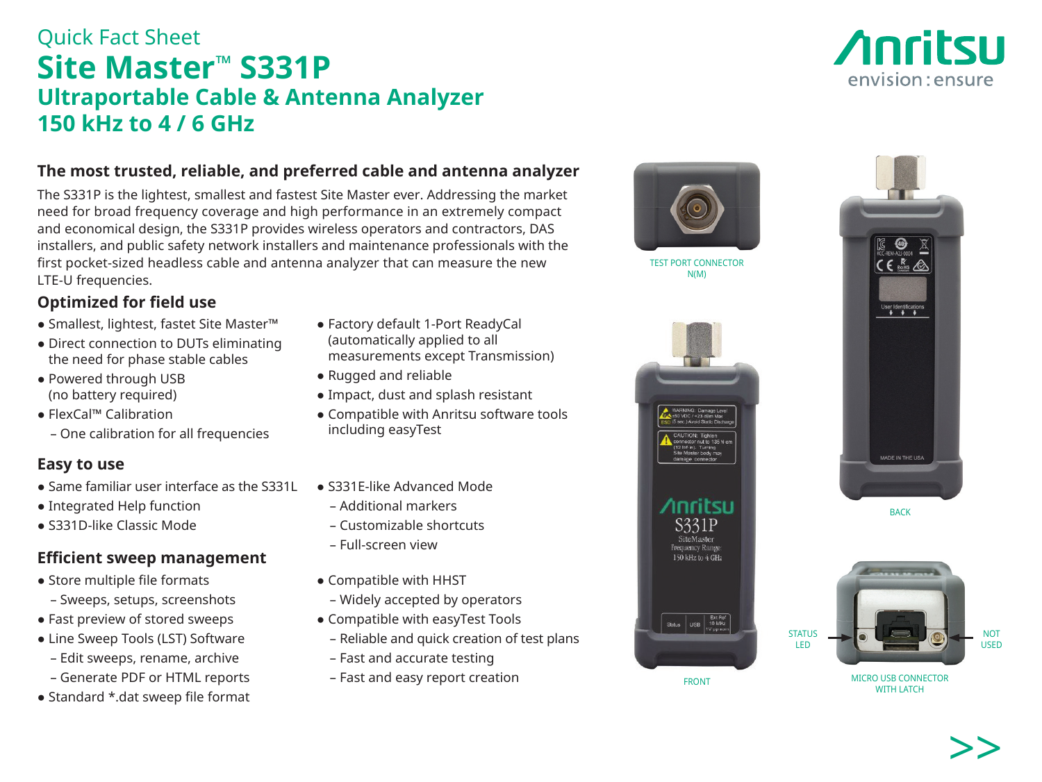Quick Fact Sheet

# Site Master™ S331P

## Ultraportable Cable & Antenna Analyzer

## 150 kHz to 4 / 6 GHz

Anritsu envision : ensure

### The most trusted, reliable, and preferred cable and antenna analyzer

The S331P is the lightest, smallest and fastest Site Master ever. Addressing the market need for broad frequency coverage and high performance in an extremely compact and economical design, the S331P provides wireless operators and contractors, DAS installers, and public safety network installers and maintenance professionals with the first pocket-sized headless cable and antenna analyzer that can measure the new LTE-U frequencies.

### Optimized for field use

- Smallest, lightest, fastest Site Master™
- Direct connection to DUTs eliminating the need for phase stable cables
- Powered through USB (no battery required)
- FlexCal™ Calibration
  - One calibration for all frequencies
- Factory default 1-Port ReadyCal (automatically applied to all measurements except Transmission)
- Rugged and reliable
- Impact, dust and splash resistant
- Compatible with Anritsu software tools including easyTest

### Easy to use

- Same familiar user interface as the S331L
- Integrated Help function
- S331D-like Classic Mode
- S331E-like Advanced Mode
  - Additional markers
  - Customizable shortcuts
  - Full-screen view

### Efficient sweep management

- Store multiple file formats
  - Sweeps, setups, screenshots
- Fast preview of stored sweeps
- Line Sweep Tools (LST) Software
  - Edit sweeps, rename, archive
  - Generate PDF or HTML reports
- Standard *.dat sweep file format
- Compatible with HHST
  - Widely accepted by operators
- Compatible with easyTest Tools
  - Reliable and quick creation of test plans
  - Fast and accurate testing
  - Fast and easy report creation

TEST PORT CONNECTOR N(M)

FRONT

BACK

STATUS LED

NOT USED

MICRO USB CONNECTOR WITH LATCH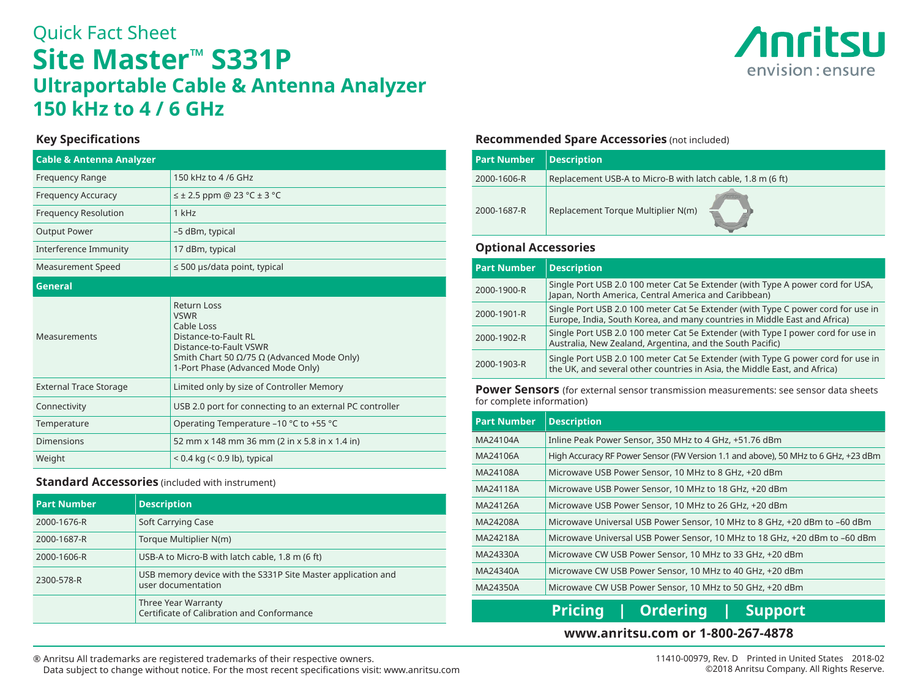Quick Fact Sheet

# Site Master™ S331P

## Ultraportable Cable & Antenna Analyzer

## 150 kHz to 4 / 6 GHz

### Key Specifications

| Cable & Antenna Analyzer | |
|---|---|
| Frequency Range | 150 kHz to 4 /6 GHz |
| Frequency Accuracy | ≤ ± 2.5 ppm @ 23 °C ± 3 °C |
| Frequency Resolution | 1 kHz |
| Output Power | –5 dBm, typical |
| Interference Immunity | 17 dBm, typical |
| Measurement Speed | ≤ 500 μs/data point, typical |
| **General** | |
| Measurements | Return Loss<br>VSWR<br>Cable Loss<br>Distance-to-Fault RL<br>Distance-to-Fault VSWR<br>Smith Chart 50 Ω/75 Ω (Advanced Mode Only)<br>1-Port Phase (Advanced Mode Only) |
| External Trace Storage | Limited only by size of Controller Memory |
| Connectivity | USB 2.0 port for connecting to an external PC controller |
| Temperature | Operating Temperature –10 °C to +55 °C |
| Dimensions | 52 mm x 148 mm 36 mm (2 in x 5.8 in x 1.4 in) |
| Weight | < 0.4 kg (< 0.9 lb), typical |

### Standard Accessories (included with instrument)

| Part Number | Description |
|---|---|
| 2000-1676-R | Soft Carrying Case |
| 2000-1687-R | Torque Multiplier N(m) |
| 2000-1606-R | USB-A to Micro-B with latch cable, 1.8 m (6 ft) |
| 2300-578-R | USB memory device with the S331P Site Master application and user documentation |
| | Three Year Warranty<br>Certificate of Calibration and Conformance |

### Recommended Spare Accessories (not included)

| Part Number | Description |
|---|---|
| 2000-1606-R | Replacement USB-A to Micro-B with latch cable, 1.8 m (6 ft) |
| 2000-1687-R | Replacement Torque Multiplier N(m) |

### Optional Accessories

| Part Number | Description |
|---|---|
| 2000-1900-R | Single Port USB 2.0 100 meter Cat 5e Extender (with Type A power cord for USA, Japan, North America, Central America and Caribbean) |
| 2000-1901-R | Single Port USB 2.0 100 meter Cat 5e Extender (with Type C power cord for use in Europe, India, South Korea, and many countries in Middle East and Africa) |
| 2000-1902-R | Single Port USB 2.0 100 meter Cat 5e Extender (with Type I power cord for use in Australia, New Zealand, Argentina, and the South Pacific) |
| 2000-1903-R | Single Port USB 2.0 100 meter Cat 5e Extender (with Type G power cord for use in the UK, and several other countries in Asia, the Middle East, and Africa) |

### Power Sensors (for external sensor transmission measurements: see sensor data sheets for complete information)

| Part Number | Description |
|---|---|
| MA24104A | Inline Peak Power Sensor, 350 MHz to 4 GHz, +51.76 dBm |
| MA24106A | High Accuracy RF Power Sensor (FW Version 1.1 and above), 50 MHz to 6 GHz, +23 dBm |
| MA24108A | Microwave USB Power Sensor, 10 MHz to 8 GHz, +20 dBm |
| MA24118A | Microwave USB Power Sensor, 10 MHz to 18 GHz, +20 dBm |
| MA24126A | Microwave USB Power Sensor, 10 MHz to 26 GHz, +20 dBm |
| MA24208A | Microwave Universal USB Power Sensor, 10 MHz to 8 GHz, +20 dBm to –60 dBm |
| MA24218A | Microwave Universal USB Power Sensor, 10 MHz to 18 GHz, +20 dBm to –60 dBm |
| MA24330A | Microwave CW USB Power Sensor, 10 MHz to 33 GHz, +20 dBm |
| MA24340A | Microwave CW USB Power Sensor, 10 MHz to 40 GHz, +20 dBm |
| MA24350A | Microwave CW USB Power Sensor, 10 MHz to 50 GHz, +20 dBm |

**Pricing | Ordering | Support**

**www.anritsu.com or 1-800-267-4878**

® Anritsu All trademarks are registered trademarks of their respective owners.
Data subject to change without notice. For the most recent specifications visit: www.anritsu.com

11410-00979, Rev. D Printed in United States 2018-02
©2018 Anritsu Company. All Rights Reserve.